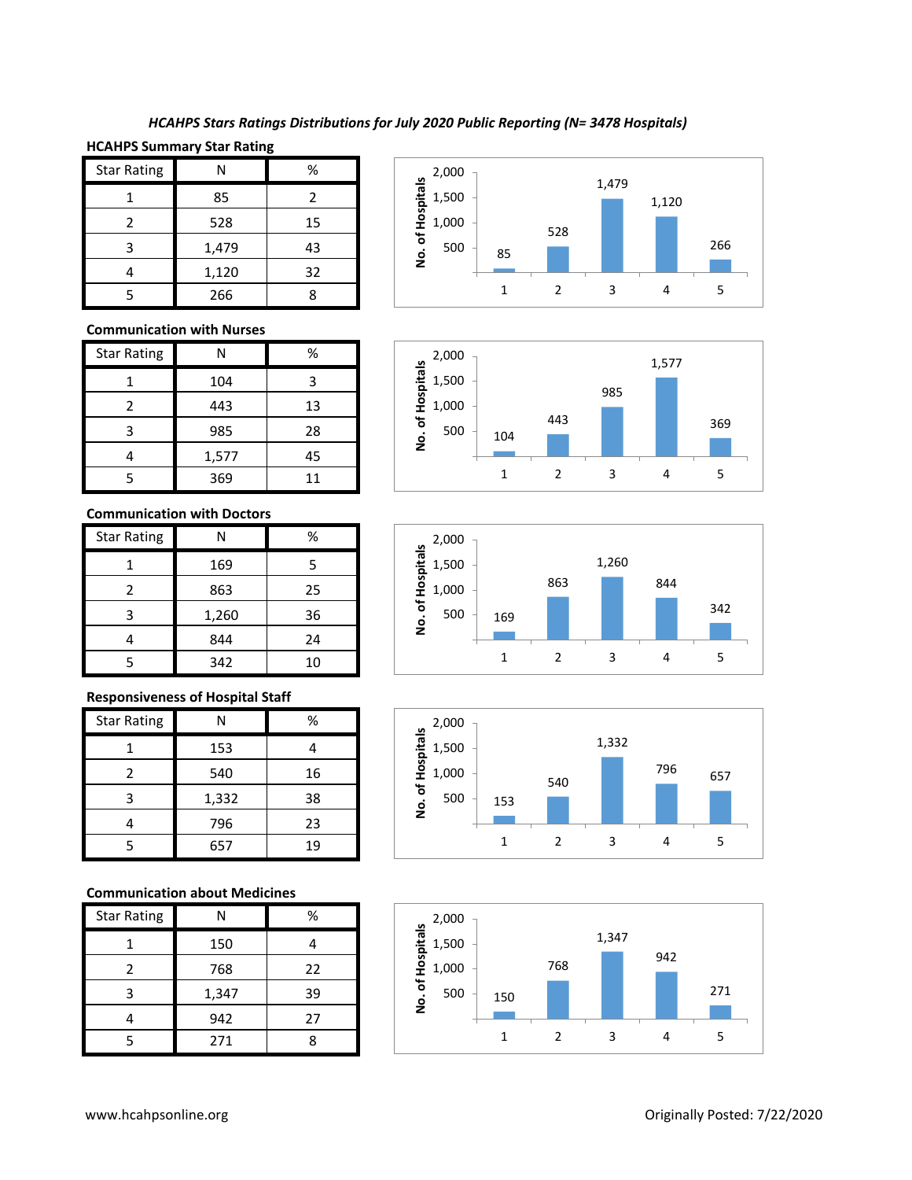*HCAHPS Stars Ratings Distributions for July 2020 Public Reporting (N= 3478 Hospitals)*

**HCAHPS Summary Star Rating**

| Star Rating | N | % |
|---|---|---|
| 1 | 85 | 2 |
| 2 | 528 | 15 |
| 3 | 1,479 | 43 |
| 4 | 1,120 | 32 |
| 5 | 266 | 8 |

**Communication with Nurses**

| Star Rating | N | % |
|---|---|---|
| 1 | 104 | 3 |
| 2 | 443 | 13 |
| 3 | 985 | 28 |
| 4 | 1,577 | 45 |
| 5 | 369 | 11 |

**Communication with Doctors**

| Star Rating | N | % |
|---|---|---|
| 1 | 169 | 5 |
| 2 | 863 | 25 |
| 3 | 1,260 | 36 |
| 4 | 844 | 24 |
| 5 | 342 | 10 |

**Responsiveness of Hospital Staff**

| Star Rating | N | % |
|---|---|---|
| 1 | 153 | 4 |
| 2 | 540 | 16 |
| 3 | 1,332 | 38 |
| 4 | 796 | 23 |
| 5 | 657 | 19 |

**Communication about Medicines**

| Star Rating | N | % |
|---|---|---|
| 1 | 150 | 4 |
| 2 | 768 | 22 |
| 3 | 1,347 | 39 |
| 4 | 942 | 27 |
| 5 | 271 | 8 |

www.hcahpsonline.org

Originally Posted: 7/22/2020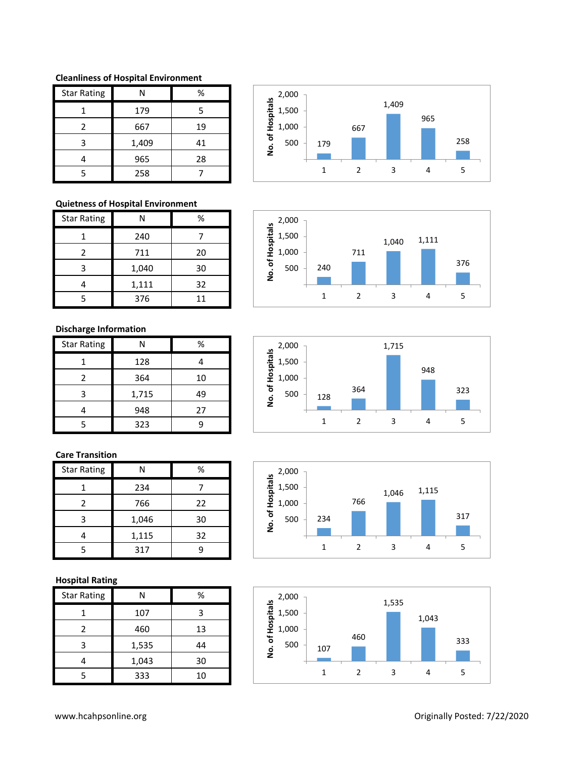**Cleanliness of Hospital Environment**

| Star Rating | N | % |
|---|---|---|
| 1 | 179 | 5 |
| 2 | 667 | 19 |
| 3 | 1,409 | 41 |
| 4 | 965 | 28 |
| 5 | 258 | 7 |

**Quietness of Hospital Environment**

| Star Rating | N | % |
|---|---|---|
| 1 | 240 | 7 |
| 2 | 711 | 20 |
| 3 | 1,040 | 30 |
| 4 | 1,111 | 32 |
| 5 | 376 | 11 |

**Discharge Information**

| Star Rating | N | % |
|---|---|---|
| 1 | 128 | 4 |
| 2 | 364 | 10 |
| 3 | 1,715 | 49 |
| 4 | 948 | 27 |
| 5 | 323 | 9 |

**Care Transition**

| Star Rating | N | % |
|---|---|---|
| 1 | 234 | 7 |
| 2 | 766 | 22 |
| 3 | 1,046 | 30 |
| 4 | 1,115 | 32 |
| 5 | 317 | 9 |

**Hospital Rating**

| Star Rating | N | % |
|---|---|---|
| 1 | 107 | 3 |
| 2 | 460 | 13 |
| 3 | 1,535 | 44 |
| 4 | 1,043 | 30 |
| 5 | 333 | 10 |

www.hcahpsonline.org

Originally Posted: 7/22/2020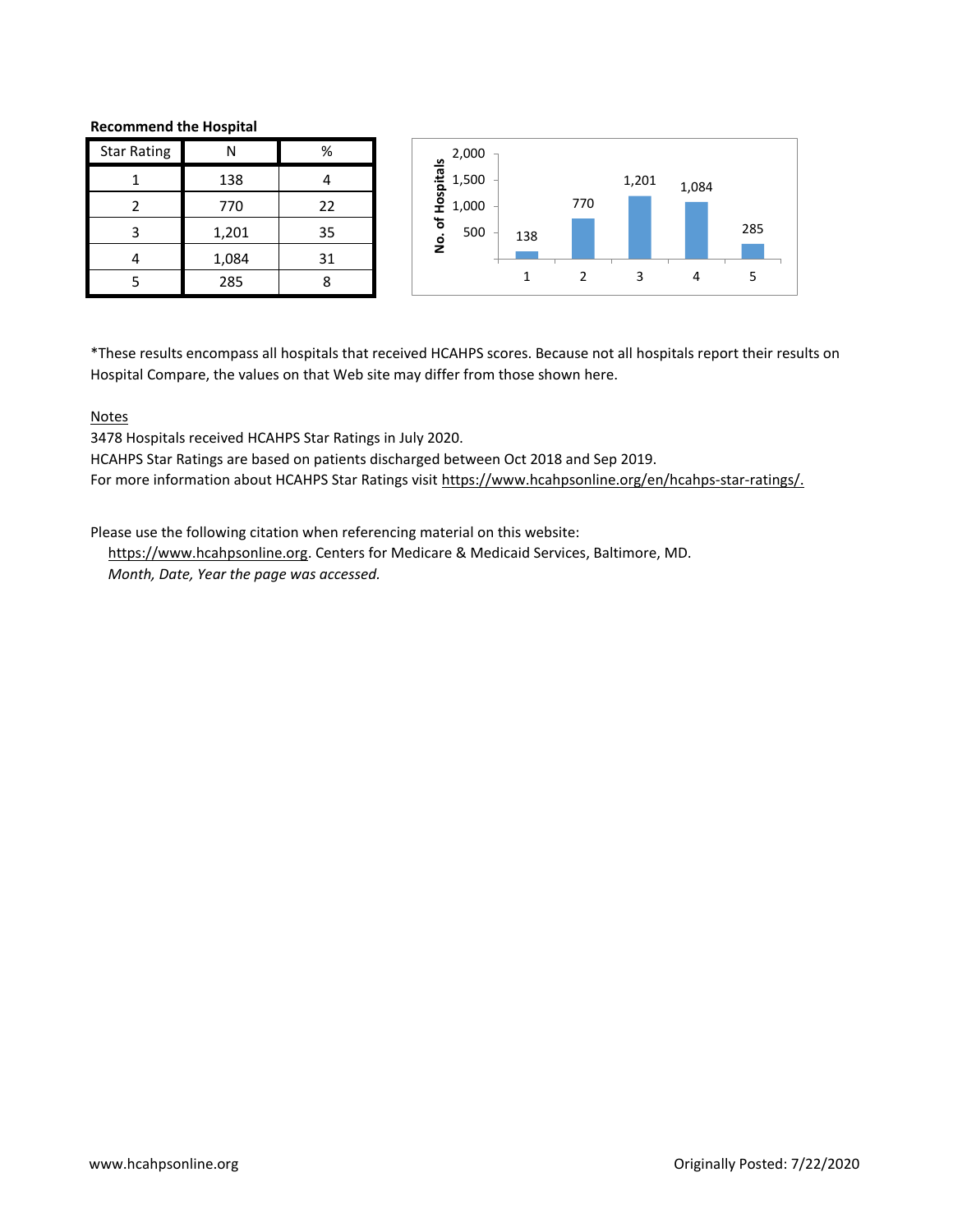**Recommend the Hospital**

| Star Rating | N | % |
|---|---|---|
| 1 | 138 | 4 |
| 2 | 770 | 22 |
| 3 | 1,201 | 35 |
| 4 | 1,084 | 31 |
| 5 | 285 | 8 |

No. of Hospitals

2,000
1,500
1,000
500

138
770
1,201
1,084
285

1 2 3 4 5

*These results encompass all hospitals that received HCAHPS scores. Because not all hospitals report their results on Hospital Compare, the values on that Web site may differ from those shown here.

Notes

3478 Hospitals received HCAHPS Star Ratings in July 2020.

HCAHPS Star Ratings are based on patients discharged between Oct 2018 and Sep 2019.

For more information about HCAHPS Star Ratings visit https://www.hcahpsonline.org/en/hcahps-star-ratings/.

Please use the following citation when referencing material on this website:

https://www.hcahpsonline.org. Centers for Medicare & Medicaid Services, Baltimore, MD.
*Month, Date, Year the page was accessed.*

www.hcahpsonline.org Originally Posted: 7/22/2020